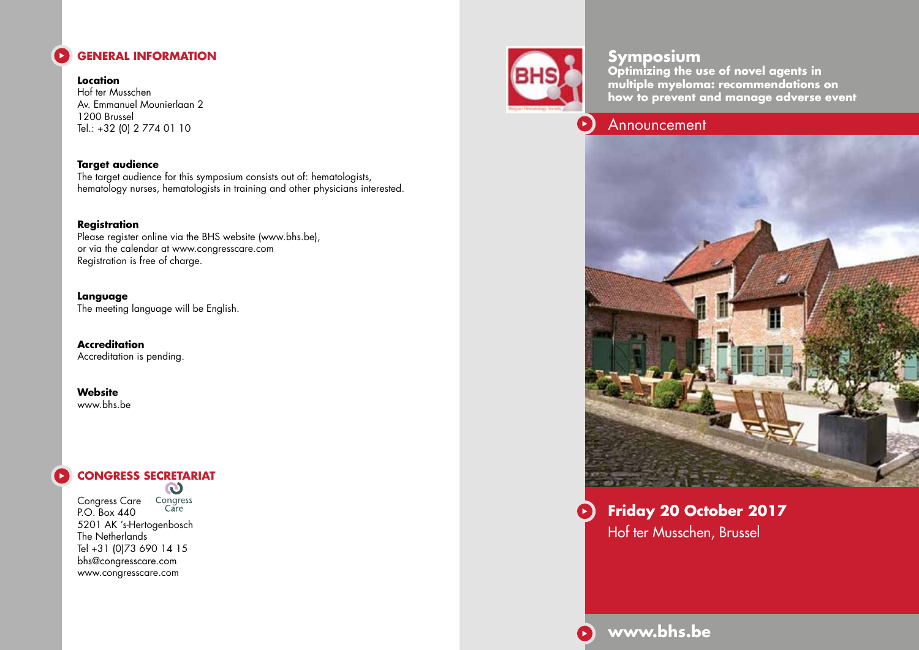## GENERAL INFORMATION

**Location**
Hof ter Musschen
Av. Emmanuel Mounierlaan 2
1200 Brussel
Tel.: +32 (0) 2 774 01 10

**Target audience**
The target audience for this symposium consists out of: hematologists, hematology nurses, hematologists in training and other physicians interested.

**Registration**
Please register online via the BHS website (www.bhs.be), or via the calendar at www.congresscare.com
Registration is free of charge.

**Language**
The meeting language will be English.

**Accreditation**
Accreditation is pending.

**Website**
www.bhs.be

## CONGRESS SECRETARIAT

Congress Care
P.O. Box 440
5201 AK 's-Hertogenbosch
The Netherlands
Tel +31 (0)73 690 14 15
bhs@congresscare.com
www.congresscare.com

# Symposium

**Optimizing the use of novel agents in multiple myeloma: recommendations on how to prevent and manage adverse event**

Announcement

**Friday 20 October 2017**
Hof ter Musschen, Brussel

**www.bhs.be**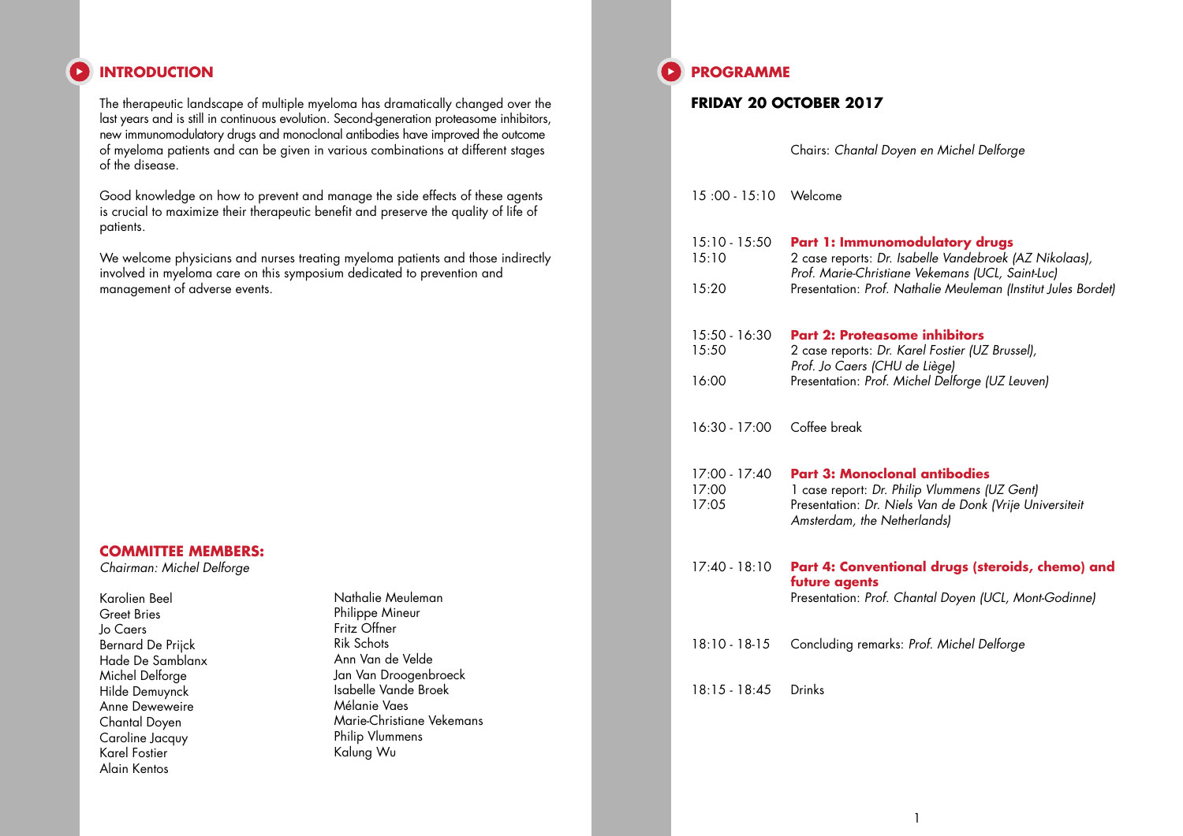## INTRODUCTION

The therapeutic landscape of multiple myeloma has dramatically changed over the last years and is still in continuous evolution. Second-generation proteasome inhibitors, new immunomodulatory drugs and monoclonal antibodies have improved the outcome of myeloma patients and can be given in various combinations at different stages of the disease.

Good knowledge on how to prevent and manage the side effects of these agents is crucial to maximize their therapeutic benefit and preserve the quality of life of patients.

We welcome physicians and nurses treating myeloma patients and those indirectly involved in myeloma care on this symposium dedicated to prevention and management of adverse events.

### COMMITTEE MEMBERS:

*Chairman: Michel Delforge*

Karolien Beel
Greet Bries
Jo Caers
Bernard De Prijck
Hade De Samblanx
Michel Delforge
Hilde Demuynck
Anne Deweweire
Chantal Doyen
Caroline Jacquy
Karel Fostier
Alain Kentos
Nathalie Meuleman
Philippe Mineur
Fritz Offner
Rik Schots
Ann Van de Velde
Jan Van Droogenbroeck
Isabelle Vande Broek
Mélanie Vaes
Marie-Christiane Vekemans
Philip Vlummens
Kalung Wu

## PROGRAMME

### FRIDAY 20 OCTOBER 2017

Chairs: *Chantal Doyen en Michel Delforge*

15 :00 - 15:10 Welcome

15:10 - 15:50 **Part 1: Immunomodulatory drugs**
15:10 2 case reports: *Dr. Isabelle Vandebroek (AZ Nikolaas), Prof. Marie-Christiane Vekemans (UCL, Saint-Luc)*
15:20 Presentation: *Prof. Nathalie Meuleman (Institut Jules Bordet)*

15:50 - 16:30 **Part 2: Proteasome inhibitors**
15:50 2 case reports: *Dr. Karel Fostier (UZ Brussel), Prof. Jo Caers (CHU de Liège)*
16:00 Presentation: *Prof. Michel Delforge (UZ Leuven)*

16:30 - 17:00 Coffee break

17:00 - 17:40 **Part 3: Monoclonal antibodies**
17:00 1 case report: *Dr. Philip Vlummens (UZ Gent)*
17:05 Presentation: *Dr. Niels Van de Donk (Vrije Universiteit Amsterdam, the Netherlands)*

17:40 - 18:10 **Part 4: Conventional drugs (steroids, chemo) and future agents**
Presentation: *Prof. Chantal Doyen (UCL, Mont-Godinne)*

18:10 - 18-15 Concluding remarks: *Prof. Michel Delforge*

18:15 - 18:45 Drinks